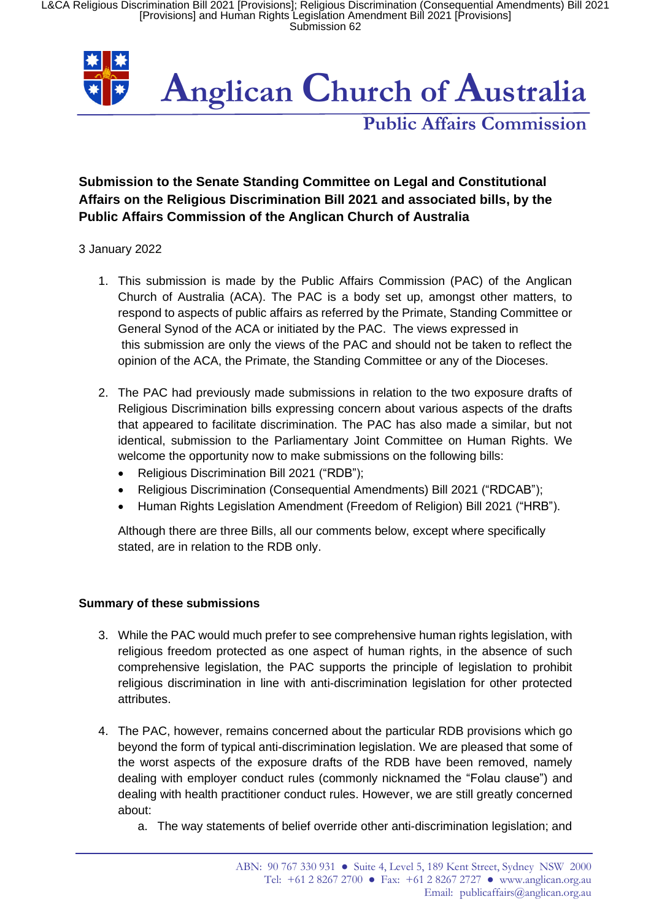# Anglican Church of Australia

## Public Affairs Commission

**Submission to the Senate Standing Committee on Legal and Constitutional Affairs on the Religious Discrimination Bill 2021 and associated bills, by the Public Affairs Commission of the Anglican Church of Australia**

3 January 2022

1. This submission is made by the Public Affairs Commission (PAC) of the Anglican Church of Australia (ACA). The PAC is a body set up, amongst other matters, to respond to aspects of public affairs as referred by the Primate, Standing Committee or General Synod of the ACA or initiated by the PAC. The views expressed in this submission are only the views of the PAC and should not be taken to reflect the opinion of the ACA, the Primate, the Standing Committee or any of the Dioceses.

2. The PAC had previously made submissions in relation to the two exposure drafts of Religious Discrimination bills expressing concern about various aspects of the drafts that appeared to facilitate discrimination. The PAC has also made a similar, but not identical, submission to the Parliamentary Joint Committee on Human Rights. We welcome the opportunity now to make submissions on the following bills:
   - Religious Discrimination Bill 2021 ("RDB");
   - Religious Discrimination (Consequential Amendments) Bill 2021 ("RDCAB");
   - Human Rights Legislation Amendment (Freedom of Religion) Bill 2021 ("HRB").

   Although there are three Bills, all our comments below, except where specifically stated, are in relation to the RDB only.

**Summary of these submissions**

3. While the PAC would much prefer to see comprehensive human rights legislation, with religious freedom protected as one aspect of human rights, in the absence of such comprehensive legislation, the PAC supports the principle of legislation to prohibit religious discrimination in line with anti-discrimination legislation for other protected attributes.

4. The PAC, however, remains concerned about the particular RDB provisions which go beyond the form of typical anti-discrimination legislation. We are pleased that some of the worst aspects of the exposure drafts of the RDB have been removed, namely dealing with employer conduct rules (commonly nicknamed the "Folau clause") and dealing with health practitioner conduct rules. However, we are still greatly concerned about:
   a. The way statements of belief override other anti-discrimination legislation; and

ABN: 90 767 330 931 ● Suite 4, Level 5, 189 Kent Street, Sydney NSW 2000
Tel: +61 2 8267 2700 ● Fax: +61 2 8267 2727 ● www.anglican.org.au
Email: publicaffairs@anglican.org.au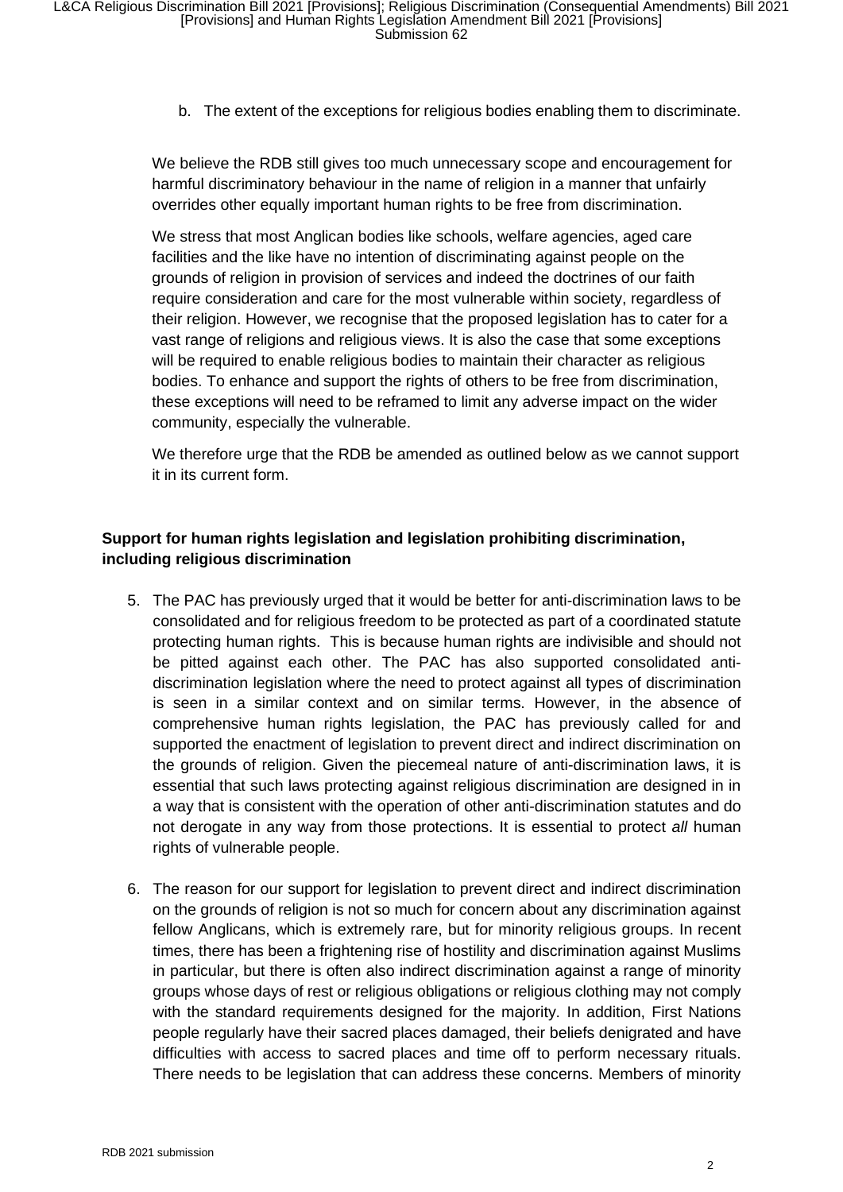b. The extent of the exceptions for religious bodies enabling them to discriminate.

We believe the RDB still gives too much unnecessary scope and encouragement for harmful discriminatory behaviour in the name of religion in a manner that unfairly overrides other equally important human rights to be free from discrimination.

We stress that most Anglican bodies like schools, welfare agencies, aged care facilities and the like have no intention of discriminating against people on the grounds of religion in provision of services and indeed the doctrines of our faith require consideration and care for the most vulnerable within society, regardless of their religion. However, we recognise that the proposed legislation has to cater for a vast range of religions and religious views. It is also the case that some exceptions will be required to enable religious bodies to maintain their character as religious bodies. To enhance and support the rights of others to be free from discrimination, these exceptions will need to be reframed to limit any adverse impact on the wider community, especially the vulnerable.

We therefore urge that the RDB be amended as outlined below as we cannot support it in its current form.

**Support for human rights legislation and legislation prohibiting discrimination, including religious discrimination**

5. The PAC has previously urged that it would be better for anti-discrimination laws to be consolidated and for religious freedom to be protected as part of a coordinated statute protecting human rights. This is because human rights are indivisible and should not be pitted against each other. The PAC has also supported consolidated anti-discrimination legislation where the need to protect against all types of discrimination is seen in a similar context and on similar terms. However, in the absence of comprehensive human rights legislation, the PAC has previously called for and supported the enactment of legislation to prevent direct and indirect discrimination on the grounds of religion. Given the piecemeal nature of anti-discrimination laws, it is essential that such laws protecting against religious discrimination are designed in in a way that is consistent with the operation of other anti-discrimination statutes and do not derogate in any way from those protections. It is essential to protect *all* human rights of vulnerable people.

6. The reason for our support for legislation to prevent direct and indirect discrimination on the grounds of religion is not so much for concern about any discrimination against fellow Anglicans, which is extremely rare, but for minority religious groups. In recent times, there has been a frightening rise of hostility and discrimination against Muslims in particular, but there is often also indirect discrimination against a range of minority groups whose days of rest or religious obligations or religious clothing may not comply with the standard requirements designed for the majority. In addition, First Nations people regularly have their sacred places damaged, their beliefs denigrated and have difficulties with access to sacred places and time off to perform necessary rituals. There needs to be legislation that can address these concerns. Members of minority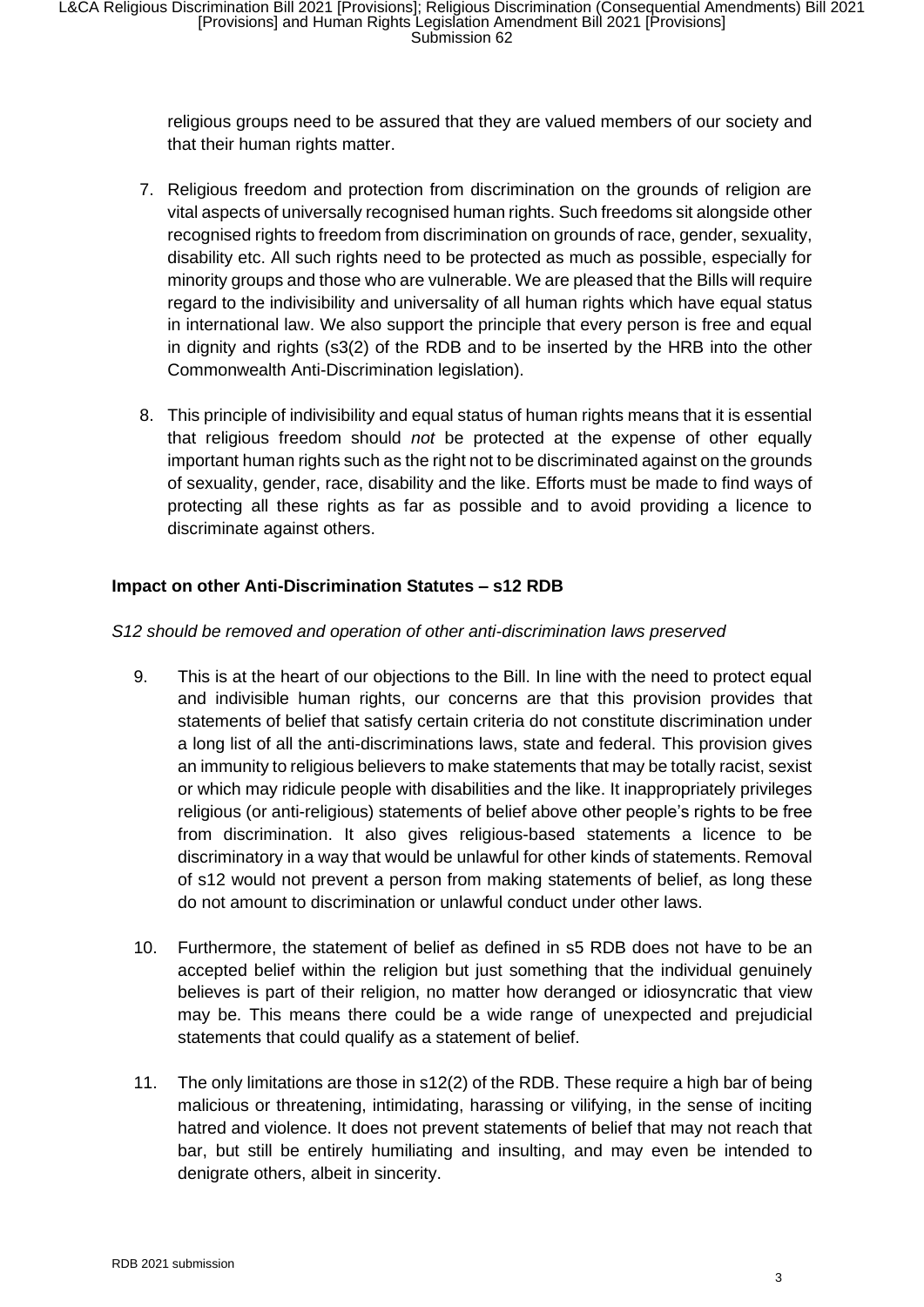religious groups need to be assured that they are valued members of our society and that their human rights matter.

7. Religious freedom and protection from discrimination on the grounds of religion are vital aspects of universally recognised human rights. Such freedoms sit alongside other recognised rights to freedom from discrimination on grounds of race, gender, sexuality, disability etc. All such rights need to be protected as much as possible, especially for minority groups and those who are vulnerable. We are pleased that the Bills will require regard to the indivisibility and universality of all human rights which have equal status in international law. We also support the principle that every person is free and equal in dignity and rights (s3(2) of the RDB and to be inserted by the HRB into the other Commonwealth Anti-Discrimination legislation).

8. This principle of indivisibility and equal status of human rights means that it is essential that religious freedom should *not* be protected at the expense of other equally important human rights such as the right not to be discriminated against on the grounds of sexuality, gender, race, disability and the like. Efforts must be made to find ways of protecting all these rights as far as possible and to avoid providing a licence to discriminate against others.

### Impact on other Anti-Discrimination Statutes – s12 RDB

*S12 should be removed and operation of other anti-discrimination laws preserved*

9. This is at the heart of our objections to the Bill. In line with the need to protect equal and indivisible human rights, our concerns are that this provision provides that statements of belief that satisfy certain criteria do not constitute discrimination under a long list of all the anti-discriminations laws, state and federal. This provision gives an immunity to religious believers to make statements that may be totally racist, sexist or which may ridicule people with disabilities and the like. It inappropriately privileges religious (or anti-religious) statements of belief above other people's rights to be free from discrimination. It also gives religious-based statements a licence to be discriminatory in a way that would be unlawful for other kinds of statements. Removal of s12 would not prevent a person from making statements of belief, as long these do not amount to discrimination or unlawful conduct under other laws.

10. Furthermore, the statement of belief as defined in s5 RDB does not have to be an accepted belief within the religion but just something that the individual genuinely believes is part of their religion, no matter how deranged or idiosyncratic that view may be. This means there could be a wide range of unexpected and prejudicial statements that could qualify as a statement of belief.

11. The only limitations are those in s12(2) of the RDB. These require a high bar of being malicious or threatening, intimidating, harassing or vilifying, in the sense of inciting hatred and violence. It does not prevent statements of belief that may not reach that bar, but still be entirely humiliating and insulting, and may even be intended to denigrate others, albeit in sincerity.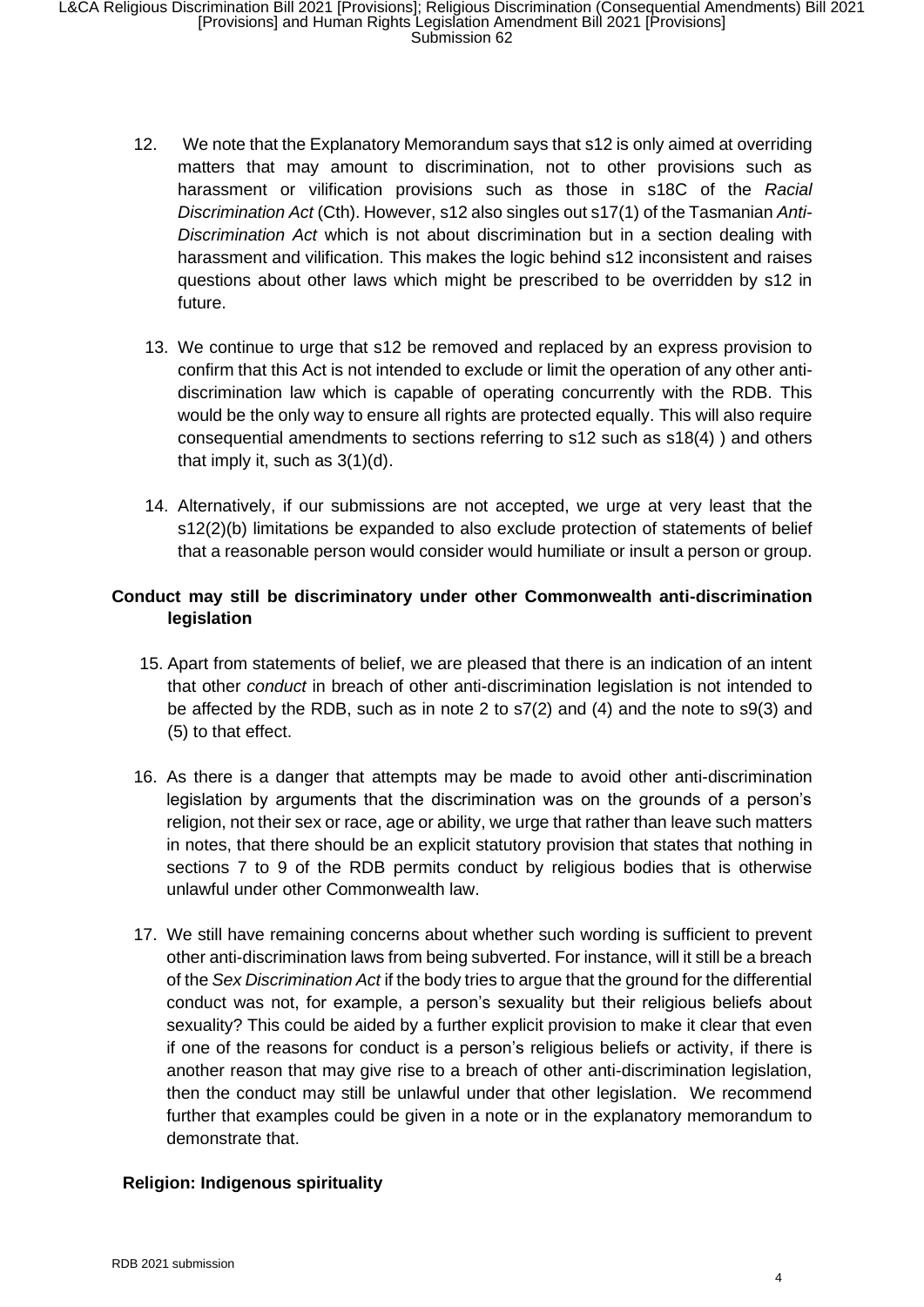12. We note that the Explanatory Memorandum says that s12 is only aimed at overriding matters that may amount to discrimination, not to other provisions such as harassment or vilification provisions such as those in s18C of the *Racial Discrimination Act* (Cth). However, s12 also singles out s17(1) of the Tasmanian *Anti-Discrimination Act* which is not about discrimination but in a section dealing with harassment and vilification. This makes the logic behind s12 inconsistent and raises questions about other laws which might be prescribed to be overridden by s12 in future.

13. We continue to urge that s12 be removed and replaced by an express provision to confirm that this Act is not intended to exclude or limit the operation of any other anti-discrimination law which is capable of operating concurrently with the RDB. This would be the only way to ensure all rights are protected equally. This will also require consequential amendments to sections referring to s12 such as s18(4) ) and others that imply it, such as 3(1)(d).

14. Alternatively, if our submissions are not accepted, we urge at very least that the s12(2)(b) limitations be expanded to also exclude protection of statements of belief that a reasonable person would consider would humiliate or insult a person or group.

### Conduct may still be discriminatory under other Commonwealth anti-discrimination legislation

15. Apart from statements of belief, we are pleased that there is an indication of an intent that other *conduct* in breach of other anti-discrimination legislation is not intended to be affected by the RDB, such as in note 2 to s7(2) and (4) and the note to s9(3) and (5) to that effect.

16. As there is a danger that attempts may be made to avoid other anti-discrimination legislation by arguments that the discrimination was on the grounds of a person's religion, not their sex or race, age or ability, we urge that rather than leave such matters in notes, that there should be an explicit statutory provision that states that nothing in sections 7 to 9 of the RDB permits conduct by religious bodies that is otherwise unlawful under other Commonwealth law.

17. We still have remaining concerns about whether such wording is sufficient to prevent other anti-discrimination laws from being subverted. For instance, will it still be a breach of the *Sex Discrimination Act* if the body tries to argue that the ground for the differential conduct was not, for example, a person's sexuality but their religious beliefs about sexuality? This could be aided by a further explicit provision to make it clear that even if one of the reasons for conduct is a person's religious beliefs or activity, if there is another reason that may give rise to a breach of other anti-discrimination legislation, then the conduct may still be unlawful under that other legislation. We recommend further that examples could be given in a note or in the explanatory memorandum to demonstrate that.

### Religion: Indigenous spirituality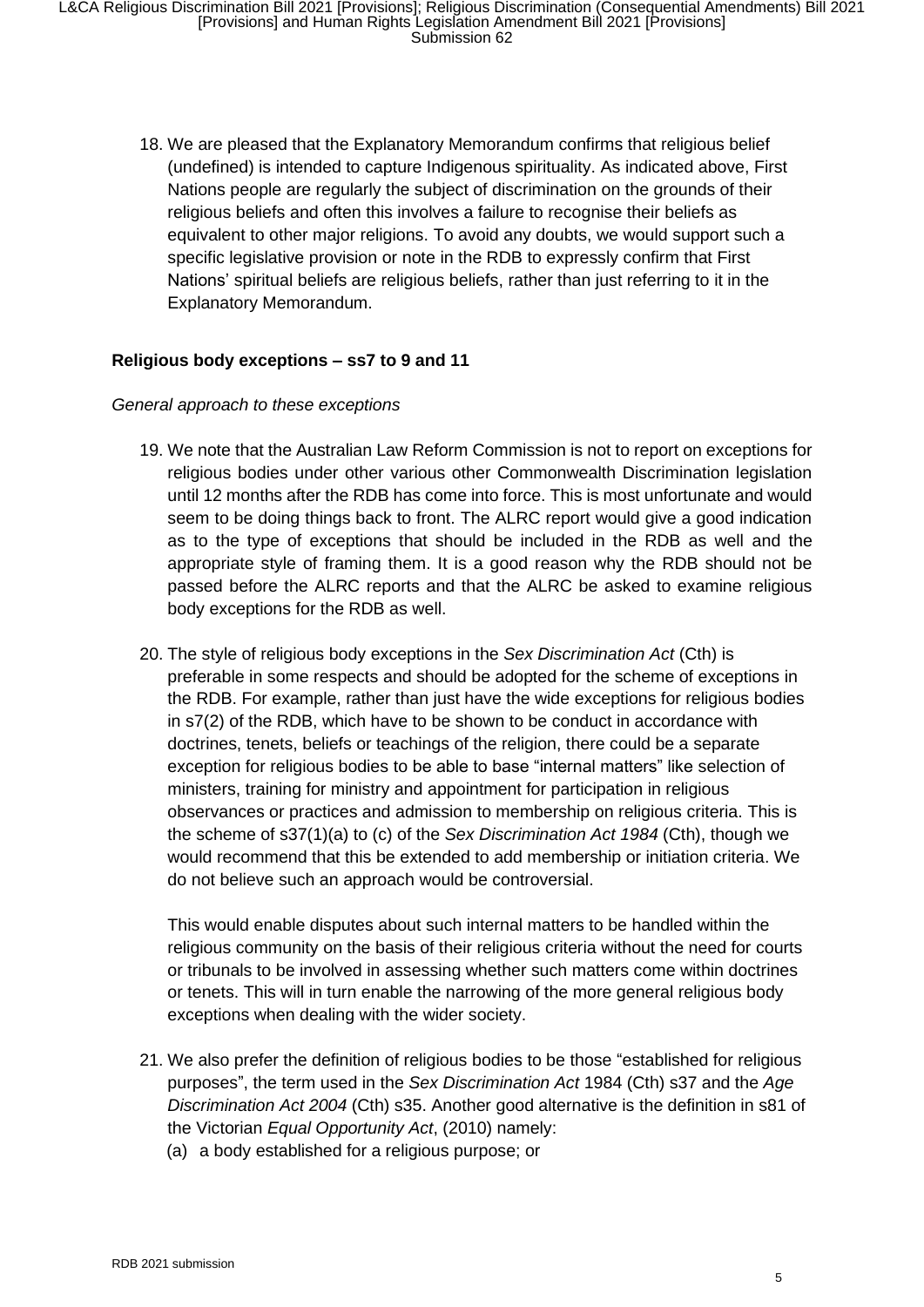18. We are pleased that the Explanatory Memorandum confirms that religious belief (undefined) is intended to capture Indigenous spirituality. As indicated above, First Nations people are regularly the subject of discrimination on the grounds of their religious beliefs and often this involves a failure to recognise their beliefs as equivalent to other major religions. To avoid any doubts, we would support such a specific legislative provision or note in the RDB to expressly confirm that First Nations' spiritual beliefs are religious beliefs, rather than just referring to it in the Explanatory Memorandum.

**Religious body exceptions – ss7 to 9 and 11**

*General approach to these exceptions*

19. We note that the Australian Law Reform Commission is not to report on exceptions for religious bodies under other various other Commonwealth Discrimination legislation until 12 months after the RDB has come into force. This is most unfortunate and would seem to be doing things back to front. The ALRC report would give a good indication as to the type of exceptions that should be included in the RDB as well and the appropriate style of framing them. It is a good reason why the RDB should not be passed before the ALRC reports and that the ALRC be asked to examine religious body exceptions for the RDB as well.

20. The style of religious body exceptions in the *Sex Discrimination Act* (Cth) is preferable in some respects and should be adopted for the scheme of exceptions in the RDB. For example, rather than just have the wide exceptions for religious bodies in s7(2) of the RDB, which have to be shown to be conduct in accordance with doctrines, tenets, beliefs or teachings of the religion, there could be a separate exception for religious bodies to be able to base "internal matters" like selection of ministers, training for ministry and appointment for participation in religious observances or practices and admission to membership on religious criteria. This is the scheme of s37(1)(a) to (c) of the *Sex Discrimination Act 1984* (Cth), though we would recommend that this be extended to add membership or initiation criteria. We do not believe such an approach would be controversial.

    This would enable disputes about such internal matters to be handled within the religious community on the basis of their religious criteria without the need for courts or tribunals to be involved in assessing whether such matters come within doctrines or tenets. This will in turn enable the narrowing of the more general religious body exceptions when dealing with the wider society.

21. We also prefer the definition of religious bodies to be those "established for religious purposes", the term used in the *Sex Discrimination Act* 1984 (Cth) s37 and the *Age Discrimination Act 2004* (Cth) s35. Another good alternative is the definition in s81 of the Victorian *Equal Opportunity Act*, (2010) namely:
    (a) a body established for a religious purpose; or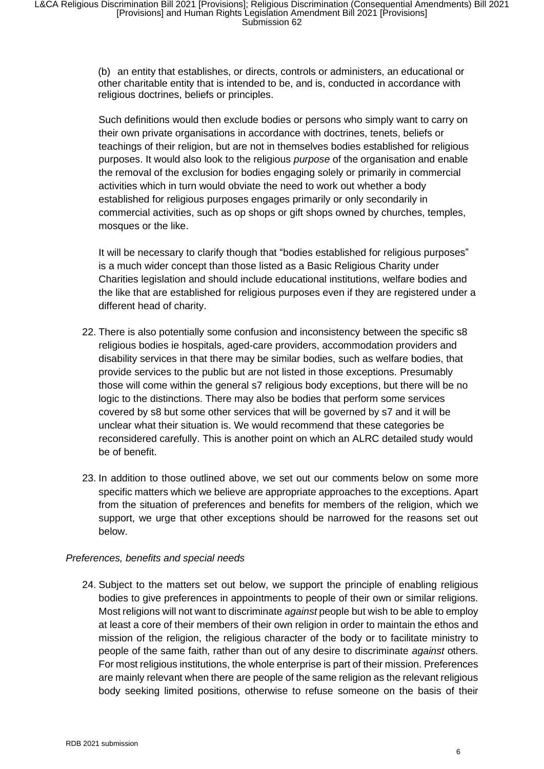(b) an entity that establishes, or directs, controls or administers, an educational or other charitable entity that is intended to be, and is, conducted in accordance with religious doctrines, beliefs or principles.

Such definitions would then exclude bodies or persons who simply want to carry on their own private organisations in accordance with doctrines, tenets, beliefs or teachings of their religion, but are not in themselves bodies established for religious purposes. It would also look to the religious *purpose* of the organisation and enable the removal of the exclusion for bodies engaging solely or primarily in commercial activities which in turn would obviate the need to work out whether a body established for religious purposes engages primarily or only secondarily in commercial activities, such as op shops or gift shops owned by churches, temples, mosques or the like.

It will be necessary to clarify though that "bodies established for religious purposes" is a much wider concept than those listed as a Basic Religious Charity under Charities legislation and should include educational institutions, welfare bodies and the like that are established for religious purposes even if they are registered under a different head of charity.

22. There is also potentially some confusion and inconsistency between the specific s8 religious bodies ie hospitals, aged-care providers, accommodation providers and disability services in that there may be similar bodies, such as welfare bodies, that provide services to the public but are not listed in those exceptions. Presumably those will come within the general s7 religious body exceptions, but there will be no logic to the distinctions. There may also be bodies that perform some services covered by s8 but some other services that will be governed by s7 and it will be unclear what their situation is. We would recommend that these categories be reconsidered carefully. This is another point on which an ALRC detailed study would be of benefit.

23. In addition to those outlined above, we set out our comments below on some more specific matters which we believe are appropriate approaches to the exceptions. Apart from the situation of preferences and benefits for members of the religion, which we support, we urge that other exceptions should be narrowed for the reasons set out below.

*Preferences, benefits and special needs*

24. Subject to the matters set out below, we support the principle of enabling religious bodies to give preferences in appointments to people of their own or similar religions. Most religions will not want to discriminate *against* people but wish to be able to employ at least a core of their members of their own religion in order to maintain the ethos and mission of the religion, the religious character of the body or to facilitate ministry to people of the same faith, rather than out of any desire to discriminate *against* others. For most religious institutions, the whole enterprise is part of their mission. Preferences are mainly relevant when there are people of the same religion as the relevant religious body seeking limited positions, otherwise to refuse someone on the basis of their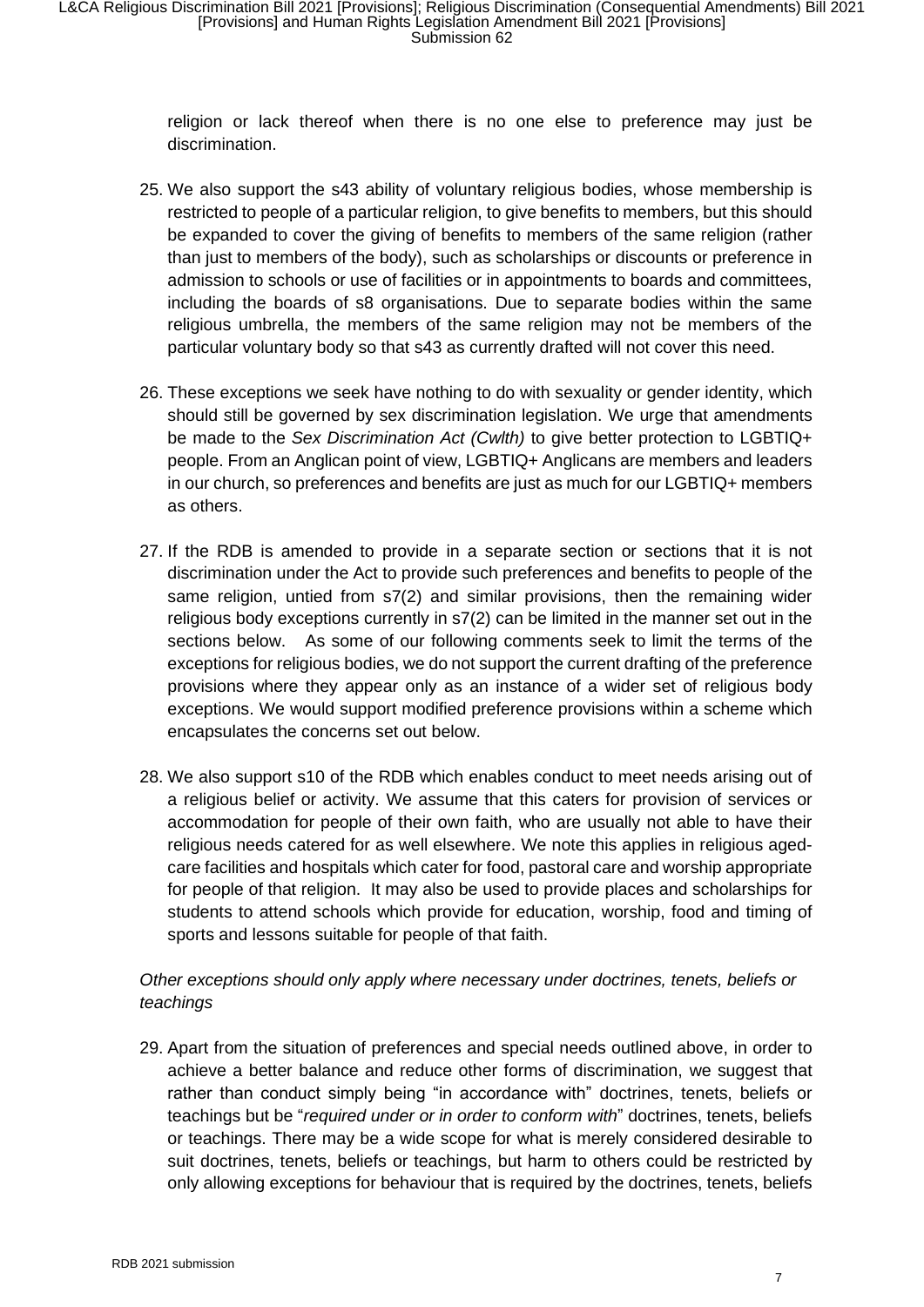religion or lack thereof when there is no one else to preference may just be discrimination.

25. We also support the s43 ability of voluntary religious bodies, whose membership is restricted to people of a particular religion, to give benefits to members, but this should be expanded to cover the giving of benefits to members of the same religion (rather than just to members of the body), such as scholarships or discounts or preference in admission to schools or use of facilities or in appointments to boards and committees, including the boards of s8 organisations. Due to separate bodies within the same religious umbrella, the members of the same religion may not be members of the particular voluntary body so that s43 as currently drafted will not cover this need.

26. These exceptions we seek have nothing to do with sexuality or gender identity, which should still be governed by sex discrimination legislation. We urge that amendments be made to the *Sex Discrimination Act (Cwlth)* to give better protection to LGBTIQ+ people. From an Anglican point of view, LGBTIQ+ Anglicans are members and leaders in our church, so preferences and benefits are just as much for our LGBTIQ+ members as others.

27. If the RDB is amended to provide in a separate section or sections that it is not discrimination under the Act to provide such preferences and benefits to people of the same religion, untied from s7(2) and similar provisions, then the remaining wider religious body exceptions currently in s7(2) can be limited in the manner set out in the sections below. As some of our following comments seek to limit the terms of the exceptions for religious bodies, we do not support the current drafting of the preference provisions where they appear only as an instance of a wider set of religious body exceptions. We would support modified preference provisions within a scheme which encapsulates the concerns set out below.

28. We also support s10 of the RDB which enables conduct to meet needs arising out of a religious belief or activity. We assume that this caters for provision of services or accommodation for people of their own faith, who are usually not able to have their religious needs catered for as well elsewhere. We note this applies in religious aged-care facilities and hospitals which cater for food, pastoral care and worship appropriate for people of that religion. It may also be used to provide places and scholarships for students to attend schools which provide for education, worship, food and timing of sports and lessons suitable for people of that faith.

*Other exceptions should only apply where necessary under doctrines, tenets, beliefs or teachings*

29. Apart from the situation of preferences and special needs outlined above, in order to achieve a better balance and reduce other forms of discrimination, we suggest that rather than conduct simply being "in accordance with" doctrines, tenets, beliefs or teachings but be "*required under or in order to conform with*" doctrines, tenets, beliefs or teachings. There may be a wide scope for what is merely considered desirable to suit doctrines, tenets, beliefs or teachings, but harm to others could be restricted by only allowing exceptions for behaviour that is required by the doctrines, tenets, beliefs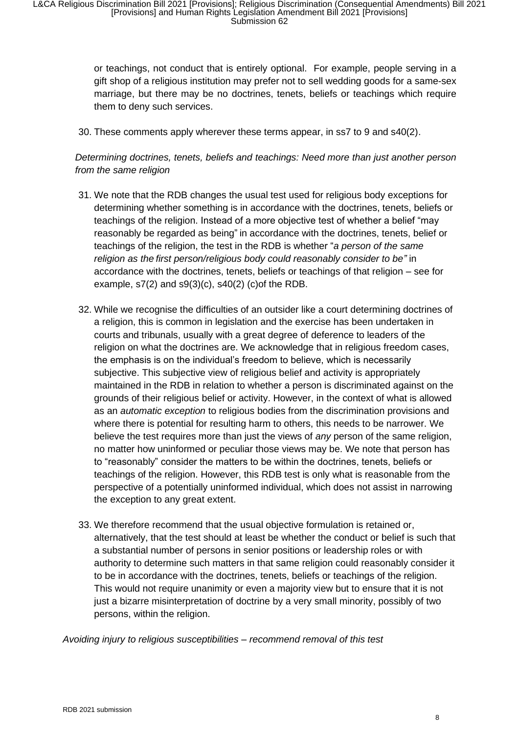or teachings, not conduct that is entirely optional. For example, people serving in a gift shop of a religious institution may prefer not to sell wedding goods for a same-sex marriage, but there may be no doctrines, tenets, beliefs or teachings which require them to deny such services.

30. These comments apply wherever these terms appear, in ss7 to 9 and s40(2).

*Determining doctrines, tenets, beliefs and teachings: Need more than just another person from the same religion*

31. We note that the RDB changes the usual test used for religious body exceptions for determining whether something is in accordance with the doctrines, tenets, beliefs or teachings of the religion. Instead of a more objective test of whether a belief "may reasonably be regarded as being" in accordance with the doctrines, tenets, belief or teachings of the religion, the test in the RDB is whether "*a person of the same religion as the first person/religious body could reasonably consider to be"* in accordance with the doctrines, tenets, beliefs or teachings of that religion – see for example, s7(2) and s9(3)(c), s40(2) (c)of the RDB.

32. While we recognise the difficulties of an outsider like a court determining doctrines of a religion, this is common in legislation and the exercise has been undertaken in courts and tribunals, usually with a great degree of deference to leaders of the religion on what the doctrines are. We acknowledge that in religious freedom cases, the emphasis is on the individual's freedom to believe, which is necessarily subjective. This subjective view of religious belief and activity is appropriately maintained in the RDB in relation to whether a person is discriminated against on the grounds of their religious belief or activity. However, in the context of what is allowed as an *automatic exception* to religious bodies from the discrimination provisions and where there is potential for resulting harm to others, this needs to be narrower. We believe the test requires more than just the views of *any* person of the same religion, no matter how uninformed or peculiar those views may be. We note that person has to "reasonably" consider the matters to be within the doctrines, tenets, beliefs or teachings of the religion. However, this RDB test is only what is reasonable from the perspective of a potentially uninformed individual, which does not assist in narrowing the exception to any great extent.

33. We therefore recommend that the usual objective formulation is retained or, alternatively, that the test should at least be whether the conduct or belief is such that a substantial number of persons in senior positions or leadership roles or with authority to determine such matters in that same religion could reasonably consider it to be in accordance with the doctrines, tenets, beliefs or teachings of the religion. This would not require unanimity or even a majority view but to ensure that it is not just a bizarre misinterpretation of doctrine by a very small minority, possibly of two persons, within the religion.

*Avoiding injury to religious susceptibilities – recommend removal of this test*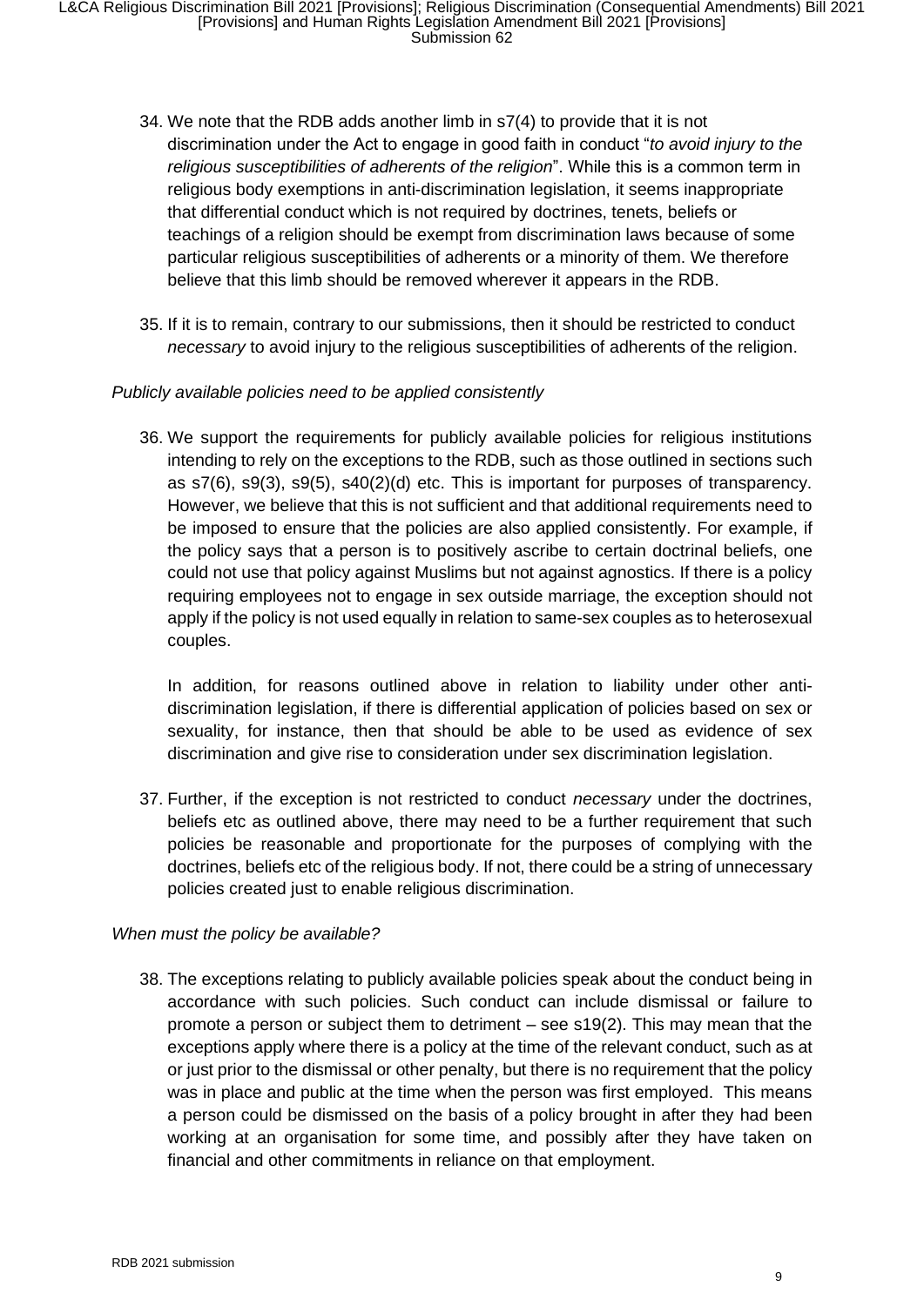34. We note that the RDB adds another limb in s7(4) to provide that it is not discrimination under the Act to engage in good faith in conduct "*to avoid injury to the religious susceptibilities of adherents of the religion*". While this is a common term in religious body exemptions in anti-discrimination legislation, it seems inappropriate that differential conduct which is not required by doctrines, tenets, beliefs or teachings of a religion should be exempt from discrimination laws because of some particular religious susceptibilities of adherents or a minority of them. We therefore believe that this limb should be removed wherever it appears in the RDB.

35. If it is to remain, contrary to our submissions, then it should be restricted to conduct *necessary* to avoid injury to the religious susceptibilities of adherents of the religion.

*Publicly available policies need to be applied consistently*

36. We support the requirements for publicly available policies for religious institutions intending to rely on the exceptions to the RDB, such as those outlined in sections such as s7(6), s9(3), s9(5), s40(2)(d) etc. This is important for purposes of transparency. However, we believe that this is not sufficient and that additional requirements need to be imposed to ensure that the policies are also applied consistently. For example, if the policy says that a person is to positively ascribe to certain doctrinal beliefs, one could not use that policy against Muslims but not against agnostics. If there is a policy requiring employees not to engage in sex outside marriage, the exception should not apply if the policy is not used equally in relation to same-sex couples as to heterosexual couples.

    In addition, for reasons outlined above in relation to liability under other anti-discrimination legislation, if there is differential application of policies based on sex or sexuality, for instance, then that should be able to be used as evidence of sex discrimination and give rise to consideration under sex discrimination legislation.

37. Further, if the exception is not restricted to conduct *necessary* under the doctrines, beliefs etc as outlined above, there may need to be a further requirement that such policies be reasonable and proportionate for the purposes of complying with the doctrines, beliefs etc of the religious body. If not, there could be a string of unnecessary policies created just to enable religious discrimination.

*When must the policy be available?*

38. The exceptions relating to publicly available policies speak about the conduct being in accordance with such policies. Such conduct can include dismissal or failure to promote a person or subject them to detriment – see s19(2). This may mean that the exceptions apply where there is a policy at the time of the relevant conduct, such as at or just prior to the dismissal or other penalty, but there is no requirement that the policy was in place and public at the time when the person was first employed. This means a person could be dismissed on the basis of a policy brought in after they had been working at an organisation for some time, and possibly after they have taken on financial and other commitments in reliance on that employment.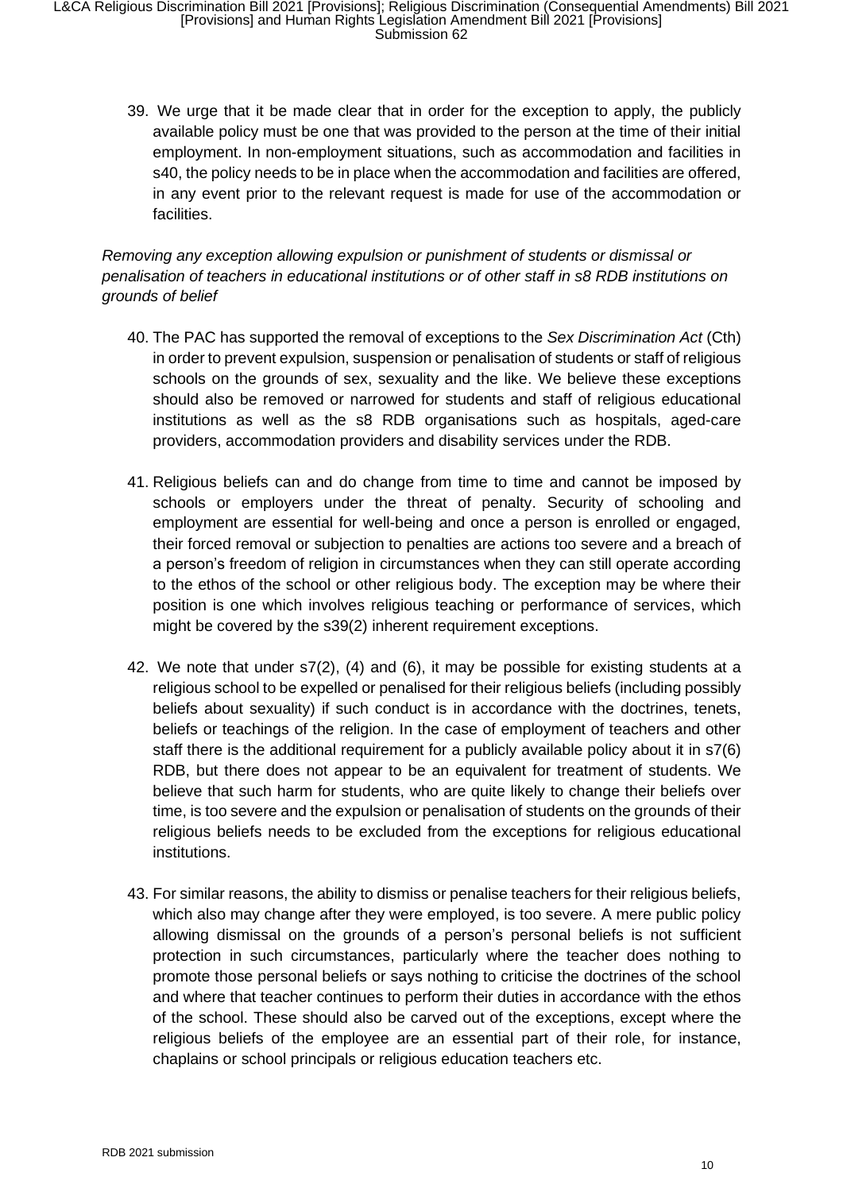39. We urge that it be made clear that in order for the exception to apply, the publicly available policy must be one that was provided to the person at the time of their initial employment. In non-employment situations, such as accommodation and facilities in s40, the policy needs to be in place when the accommodation and facilities are offered, in any event prior to the relevant request is made for use of the accommodation or facilities.

*Removing any exception allowing expulsion or punishment of students or dismissal or penalisation of teachers in educational institutions or of other staff in s8 RDB institutions on grounds of belief*

40. The PAC has supported the removal of exceptions to the *Sex Discrimination Act* (Cth) in order to prevent expulsion, suspension or penalisation of students or staff of religious schools on the grounds of sex, sexuality and the like. We believe these exceptions should also be removed or narrowed for students and staff of religious educational institutions as well as the s8 RDB organisations such as hospitals, aged-care providers, accommodation providers and disability services under the RDB.

41. Religious beliefs can and do change from time to time and cannot be imposed by schools or employers under the threat of penalty. Security of schooling and employment are essential for well-being and once a person is enrolled or engaged, their forced removal or subjection to penalties are actions too severe and a breach of a person's freedom of religion in circumstances when they can still operate according to the ethos of the school or other religious body. The exception may be where their position is one which involves religious teaching or performance of services, which might be covered by the s39(2) inherent requirement exceptions.

42. We note that under s7(2), (4) and (6), it may be possible for existing students at a religious school to be expelled or penalised for their religious beliefs (including possibly beliefs about sexuality) if such conduct is in accordance with the doctrines, tenets, beliefs or teachings of the religion. In the case of employment of teachers and other staff there is the additional requirement for a publicly available policy about it in s7(6) RDB, but there does not appear to be an equivalent for treatment of students. We believe that such harm for students, who are quite likely to change their beliefs over time, is too severe and the expulsion or penalisation of students on the grounds of their religious beliefs needs to be excluded from the exceptions for religious educational institutions.

43. For similar reasons, the ability to dismiss or penalise teachers for their religious beliefs, which also may change after they were employed, is too severe. A mere public policy allowing dismissal on the grounds of a person's personal beliefs is not sufficient protection in such circumstances, particularly where the teacher does nothing to promote those personal beliefs or says nothing to criticise the doctrines of the school and where that teacher continues to perform their duties in accordance with the ethos of the school. These should also be carved out of the exceptions, except where the religious beliefs of the employee are an essential part of their role, for instance, chaplains or school principals or religious education teachers etc.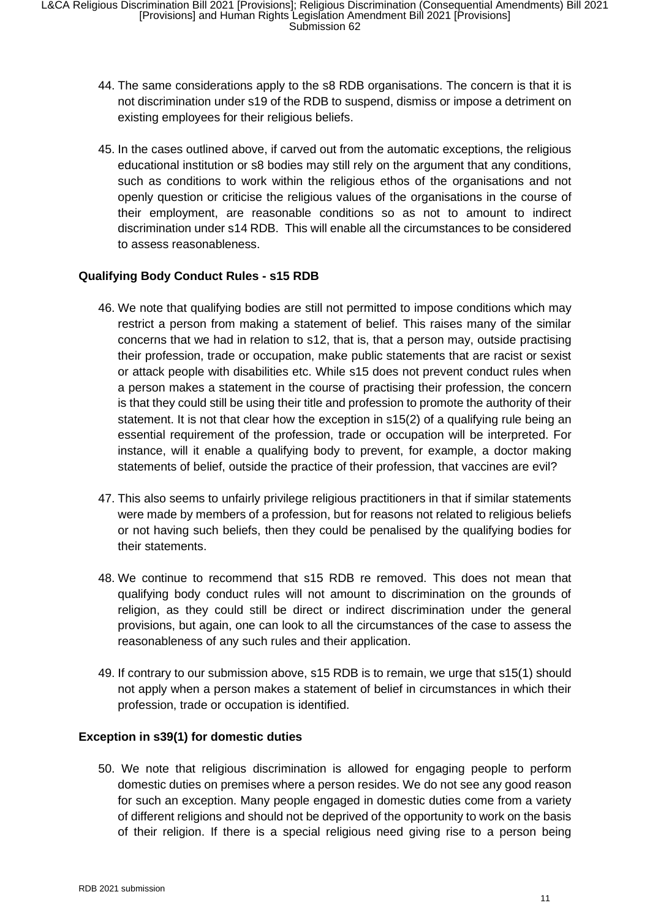44. The same considerations apply to the s8 RDB organisations. The concern is that it is not discrimination under s19 of the RDB to suspend, dismiss or impose a detriment on existing employees for their religious beliefs.

45. In the cases outlined above, if carved out from the automatic exceptions, the religious educational institution or s8 bodies may still rely on the argument that any conditions, such as conditions to work within the religious ethos of the organisations and not openly question or criticise the religious values of the organisations in the course of their employment, are reasonable conditions so as not to amount to indirect discrimination under s14 RDB. This will enable all the circumstances to be considered to assess reasonableness.

**Qualifying Body Conduct Rules - s15 RDB**

46. We note that qualifying bodies are still not permitted to impose conditions which may restrict a person from making a statement of belief. This raises many of the similar concerns that we had in relation to s12, that is, that a person may, outside practising their profession, trade or occupation, make public statements that are racist or sexist or attack people with disabilities etc. While s15 does not prevent conduct rules when a person makes a statement in the course of practising their profession, the concern is that they could still be using their title and profession to promote the authority of their statement. It is not that clear how the exception in s15(2) of a qualifying rule being an essential requirement of the profession, trade or occupation will be interpreted. For instance, will it enable a qualifying body to prevent, for example, a doctor making statements of belief, outside the practice of their profession, that vaccines are evil?

47. This also seems to unfairly privilege religious practitioners in that if similar statements were made by members of a profession, but for reasons not related to religious beliefs or not having such beliefs, then they could be penalised by the qualifying bodies for their statements.

48. We continue to recommend that s15 RDB re removed. This does not mean that qualifying body conduct rules will not amount to discrimination on the grounds of religion, as they could still be direct or indirect discrimination under the general provisions, but again, one can look to all the circumstances of the case to assess the reasonableness of any such rules and their application.

49. If contrary to our submission above, s15 RDB is to remain, we urge that s15(1) should not apply when a person makes a statement of belief in circumstances in which their profession, trade or occupation is identified.

**Exception in s39(1) for domestic duties**

50. We note that religious discrimination is allowed for engaging people to perform domestic duties on premises where a person resides. We do not see any good reason for such an exception. Many people engaged in domestic duties come from a variety of different religions and should not be deprived of the opportunity to work on the basis of their religion. If there is a special religious need giving rise to a person being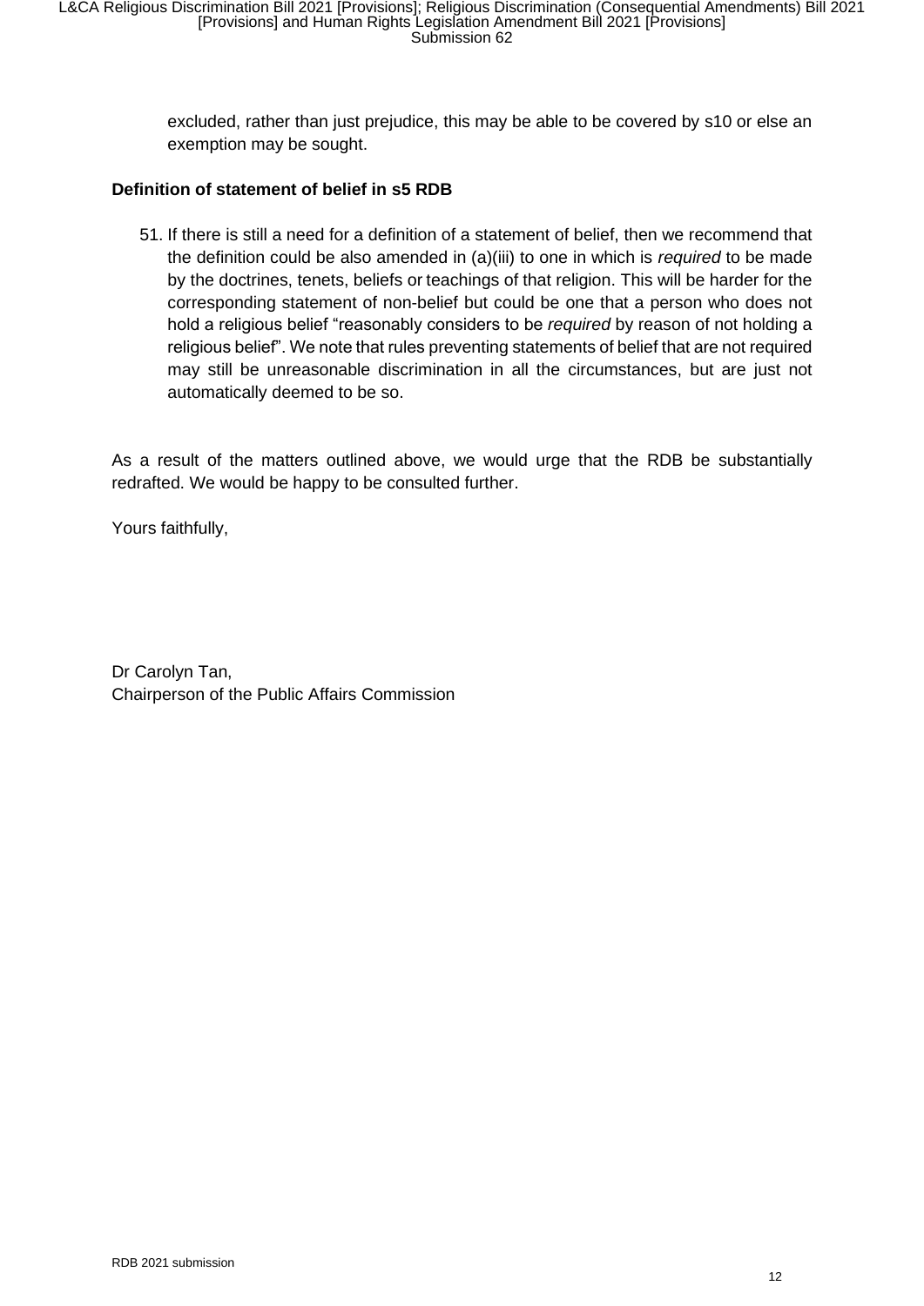excluded, rather than just prejudice, this may be able to be covered by s10 or else an exemption may be sought.

**Definition of statement of belief in s5 RDB**

51. If there is still a need for a definition of a statement of belief, then we recommend that the definition could be also amended in (a)(iii) to one in which is *required* to be made by the doctrines, tenets, beliefs or teachings of that religion. This will be harder for the corresponding statement of non-belief but could be one that a person who does not hold a religious belief "reasonably considers to be *required* by reason of not holding a religious belief". We note that rules preventing statements of belief that are not required may still be unreasonable discrimination in all the circumstances, but are just not automatically deemed to be so.

As a result of the matters outlined above, we would urge that the RDB be substantially redrafted. We would be happy to be consulted further.

Yours faithfully,

Dr Carolyn Tan,
Chairperson of the Public Affairs Commission